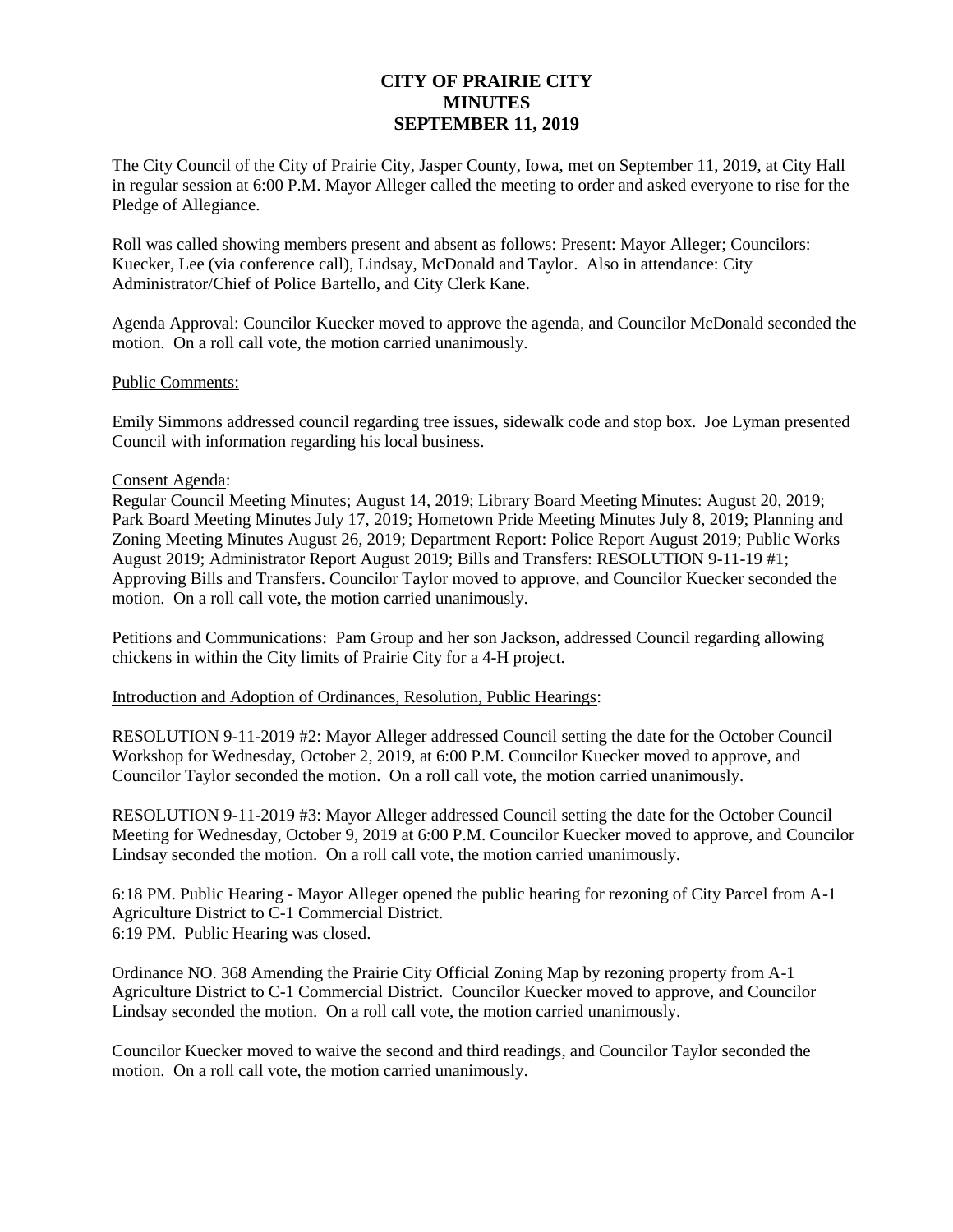# CITY OF PRAIRIE CITY
# MINUTES
# SEPTEMBER 11, 2019

The City Council of the City of Prairie City, Jasper County, Iowa, met on September 11, 2019, at City Hall in regular session at 6:00 P.M. Mayor Alleger called the meeting to order and asked everyone to rise for the Pledge of Allegiance.

Roll was called showing members present and absent as follows: Present: Mayor Alleger; Councilors: Kuecker, Lee (via conference call), Lindsay, McDonald and Taylor. Also in attendance: City Administrator/Chief of Police Bartello, and City Clerk Kane.

Agenda Approval: Councilor Kuecker moved to approve the agenda, and Councilor McDonald seconded the motion. On a roll call vote, the motion carried unanimously.

Public Comments:

Emily Simmons addressed council regarding tree issues, sidewalk code and stop box. Joe Lyman presented Council with information regarding his local business.

Consent Agenda:
Regular Council Meeting Minutes; August 14, 2019; Library Board Meeting Minutes: August 20, 2019; Park Board Meeting Minutes July 17, 2019; Hometown Pride Meeting Minutes July 8, 2019; Planning and Zoning Meeting Minutes August 26, 2019; Department Report: Police Report August 2019; Public Works August 2019; Administrator Report August 2019; Bills and Transfers: RESOLUTION 9-11-19 #1; Approving Bills and Transfers. Councilor Taylor moved to approve, and Councilor Kuecker seconded the motion. On a roll call vote, the motion carried unanimously.

Petitions and Communications: Pam Group and her son Jackson, addressed Council regarding allowing chickens in within the City limits of Prairie City for a 4-H project.

Introduction and Adoption of Ordinances, Resolution, Public Hearings:

RESOLUTION 9-11-2019 #2: Mayor Alleger addressed Council setting the date for the October Council Workshop for Wednesday, October 2, 2019, at 6:00 P.M. Councilor Kuecker moved to approve, and Councilor Taylor seconded the motion. On a roll call vote, the motion carried unanimously.

RESOLUTION 9-11-2019 #3: Mayor Alleger addressed Council setting the date for the October Council Meeting for Wednesday, October 9, 2019 at 6:00 P.M. Councilor Kuecker moved to approve, and Councilor Lindsay seconded the motion. On a roll call vote, the motion carried unanimously.

6:18 PM. Public Hearing - Mayor Alleger opened the public hearing for rezoning of City Parcel from A-1 Agriculture District to C-1 Commercial District.
6:19 PM. Public Hearing was closed.

Ordinance NO. 368 Amending the Prairie City Official Zoning Map by rezoning property from A-1 Agriculture District to C-1 Commercial District. Councilor Kuecker moved to approve, and Councilor Lindsay seconded the motion. On a roll call vote, the motion carried unanimously.

Councilor Kuecker moved to waive the second and third readings, and Councilor Taylor seconded the motion. On a roll call vote, the motion carried unanimously.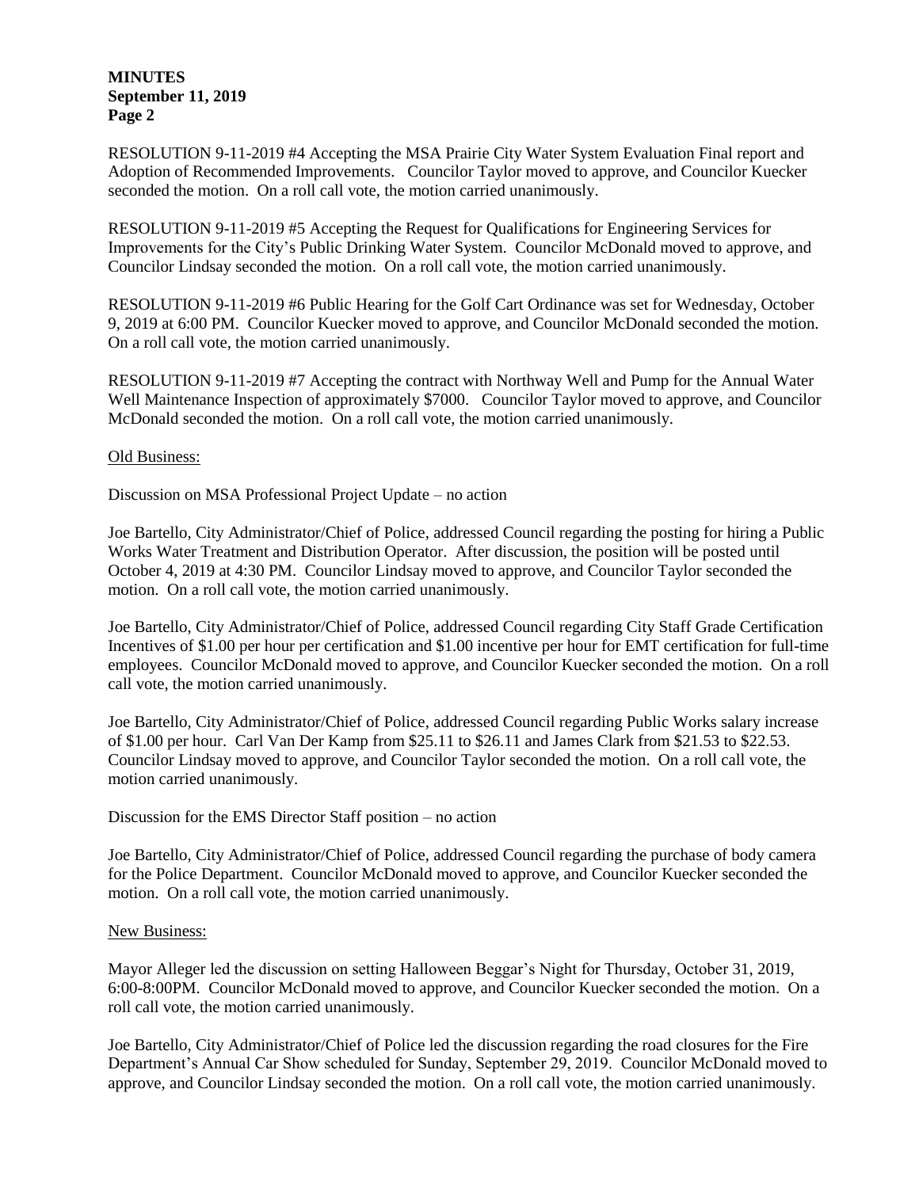RESOLUTION 9-11-2019 #4 Accepting the MSA Prairie City Water System Evaluation Final report and Adoption of Recommended Improvements. Councilor Taylor moved to approve, and Councilor Kuecker seconded the motion. On a roll call vote, the motion carried unanimously.

RESOLUTION 9-11-2019 #5 Accepting the Request for Qualifications for Engineering Services for Improvements for the City's Public Drinking Water System. Councilor McDonald moved to approve, and Councilor Lindsay seconded the motion. On a roll call vote, the motion carried unanimously.

RESOLUTION 9-11-2019 #6 Public Hearing for the Golf Cart Ordinance was set for Wednesday, October 9, 2019 at 6:00 PM. Councilor Kuecker moved to approve, and Councilor McDonald seconded the motion. On a roll call vote, the motion carried unanimously.

RESOLUTION 9-11-2019 #7 Accepting the contract with Northway Well and Pump for the Annual Water Well Maintenance Inspection of approximately $7000. Councilor Taylor moved to approve, and Councilor McDonald seconded the motion. On a roll call vote, the motion carried unanimously.

Old Business:

Discussion on MSA Professional Project Update – no action

Joe Bartello, City Administrator/Chief of Police, addressed Council regarding the posting for hiring a Public Works Water Treatment and Distribution Operator. After discussion, the position will be posted until October 4, 2019 at 4:30 PM. Councilor Lindsay moved to approve, and Councilor Taylor seconded the motion. On a roll call vote, the motion carried unanimously.

Joe Bartello, City Administrator/Chief of Police, addressed Council regarding City Staff Grade Certification Incentives of $1.00 per hour per certification and $1.00 incentive per hour for EMT certification for full-time employees. Councilor McDonald moved to approve, and Councilor Kuecker seconded the motion. On a roll call vote, the motion carried unanimously.

Joe Bartello, City Administrator/Chief of Police, addressed Council regarding Public Works salary increase of $1.00 per hour. Carl Van Der Kamp from $25.11 to $26.11 and James Clark from $21.53 to $22.53. Councilor Lindsay moved to approve, and Councilor Taylor seconded the motion. On a roll call vote, the motion carried unanimously.

Discussion for the EMS Director Staff position – no action

Joe Bartello, City Administrator/Chief of Police, addressed Council regarding the purchase of body camera for the Police Department. Councilor McDonald moved to approve, and Councilor Kuecker seconded the motion. On a roll call vote, the motion carried unanimously.

New Business:

Mayor Alleger led the discussion on setting Halloween Beggar's Night for Thursday, October 31, 2019, 6:00-8:00PM. Councilor McDonald moved to approve, and Councilor Kuecker seconded the motion. On a roll call vote, the motion carried unanimously.

Joe Bartello, City Administrator/Chief of Police led the discussion regarding the road closures for the Fire Department's Annual Car Show scheduled for Sunday, September 29, 2019. Councilor McDonald moved to approve, and Councilor Lindsay seconded the motion. On a roll call vote, the motion carried unanimously.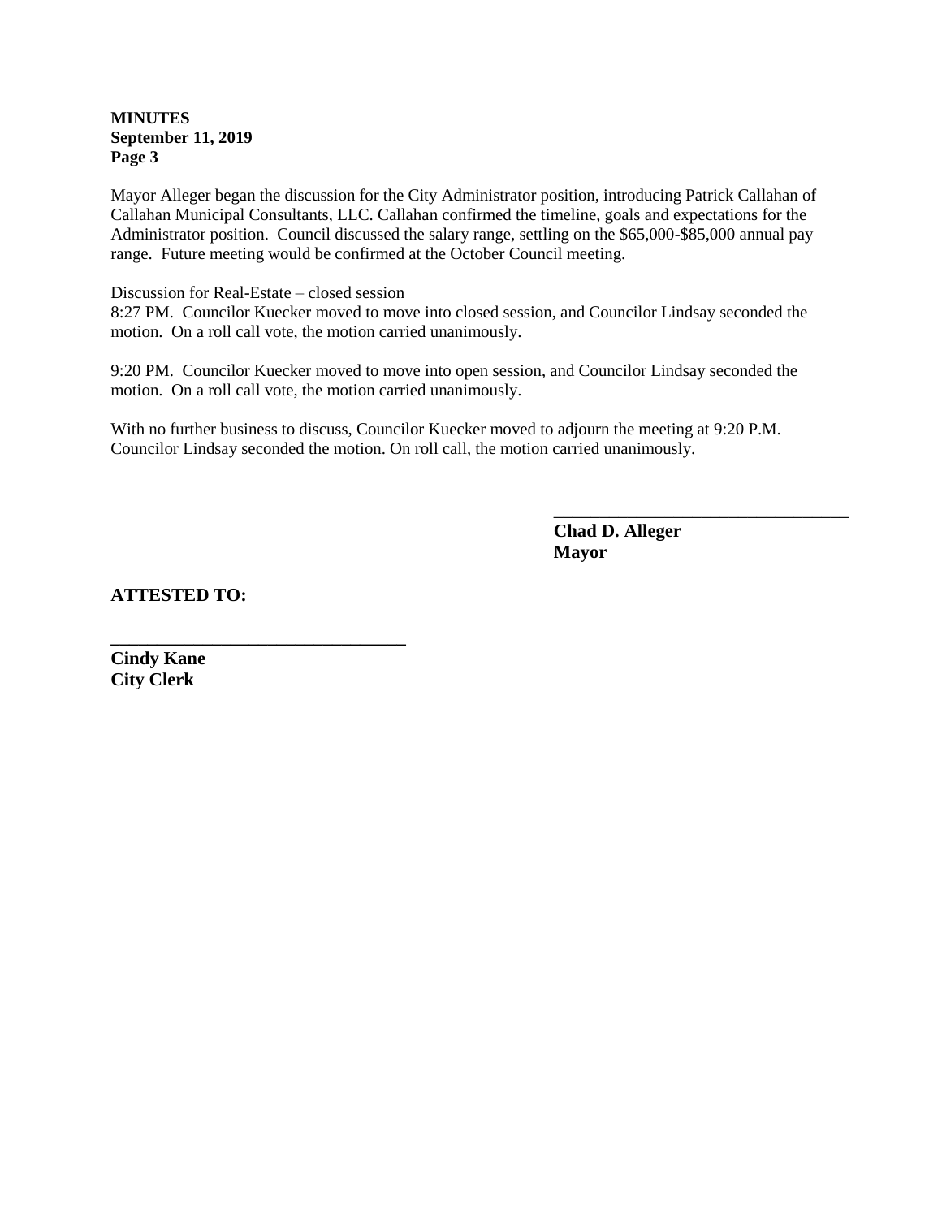Mayor Alleger began the discussion for the City Administrator position, introducing Patrick Callahan of Callahan Municipal Consultants, LLC. Callahan confirmed the timeline, goals and expectations for the Administrator position. Council discussed the salary range, settling on the $65,000-$85,000 annual pay range. Future meeting would be confirmed at the October Council meeting.

Discussion for Real-Estate – closed session
8:27 PM. Councilor Kuecker moved to move into closed session, and Councilor Lindsay seconded the motion. On a roll call vote, the motion carried unanimously.

9:20 PM. Councilor Kuecker moved to move into open session, and Councilor Lindsay seconded the motion. On a roll call vote, the motion carried unanimously.

With no further business to discuss, Councilor Kuecker moved to adjourn the meeting at 9:20 P.M. Councilor Lindsay seconded the motion. On roll call, the motion carried unanimously.

\_\_\_\_\_\_\_\_\_\_\_\_\_\_\_\_\_\_\_\_\_\_\_\_\_\_\_\_\_\_\_\_\_\_
**Chad D. Alleger**
**Mayor**

**ATTESTED TO:**

\_\_\_\_\_\_\_\_\_\_\_\_\_\_\_\_\_\_\_\_\_\_\_\_\_\_\_\_\_\_\_\_\_\_
**Cindy Kane**
**City Clerk**